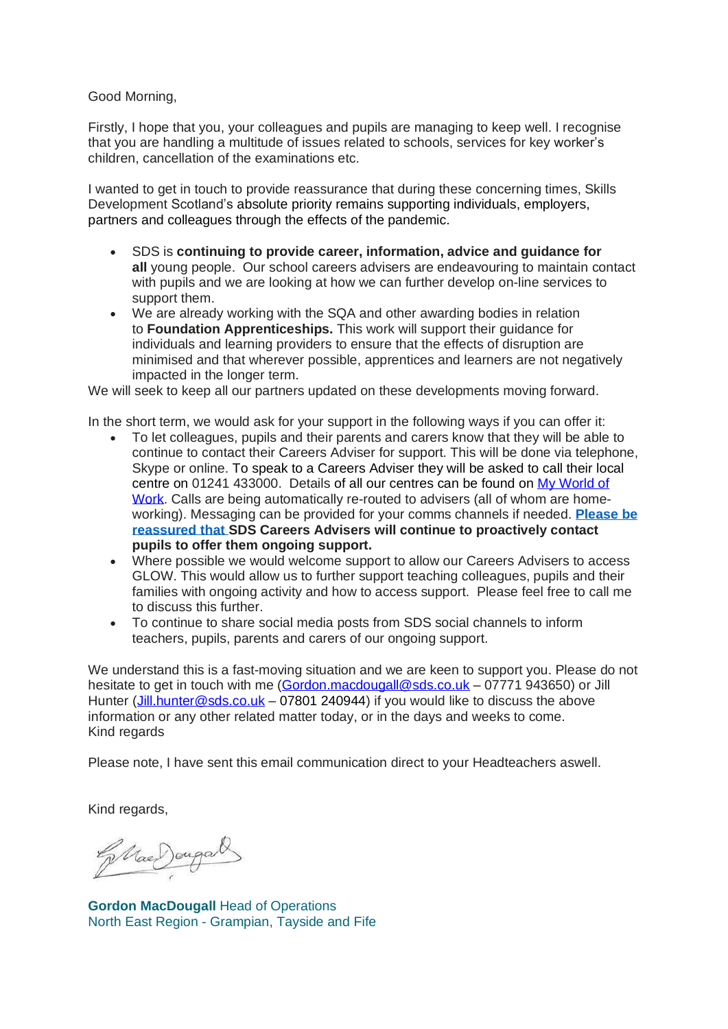Good Morning,

Firstly, I hope that you, your colleagues and pupils are managing to keep well. I recognise that you are handling a multitude of issues related to schools, services for key worker's children, cancellation of the examinations etc.

I wanted to get in touch to provide reassurance that during these concerning times, Skills Development Scotland's absolute priority remains supporting individuals, employers, partners and colleagues through the effects of the pandemic.

- SDS is **continuing to provide career, information, advice and guidance for all** young people. Our school careers advisers are endeavouring to maintain contact with pupils and we are looking at how we can further develop on-line services to support them.
- We are already working with the SQA and other awarding bodies in relation to **Foundation Apprenticeships.** This work will support their guidance for individuals and learning providers to ensure that the effects of disruption are minimised and that wherever possible, apprentices and learners are not negatively impacted in the longer term.

We will seek to keep all our partners updated on these developments moving forward.

In the short term, we would ask for your support in the following ways if you can offer it:

- To let colleagues, pupils and their parents and carers know that they will be able to continue to contact their Careers Adviser for support. This will be done via telephone, Skype or online. To speak to a Careers Adviser they will be asked to call their local centre on 01241 433000. Details of all our centres can be found on My World of Work. Calls are being automatically re-routed to advisers (all of whom are home-working). Messaging can be provided for your comms channels if needed. **Please be reassured that SDS Careers Advisers will continue to proactively contact pupils to offer them ongoing support.**
- Where possible we would welcome support to allow our Careers Advisers to access GLOW. This would allow us to further support teaching colleagues, pupils and their families with ongoing activity and how to access support. Please feel free to call me to discuss this further.
- To continue to share social media posts from SDS social channels to inform teachers, pupils, parents and carers of our ongoing support.

We understand this is a fast-moving situation and we are keen to support you. Please do not hesitate to get in touch with me (Gordon.macdougall@sds.co.uk – 07771 943650) or Jill Hunter (Jill.hunter@sds.co.uk – 07801 240944) if you would like to discuss the above information or any other related matter today, or in the days and weeks to come.
Kind regards

Please note, I have sent this email communication direct to your Headteachers aswell.

Kind regards,

**Gordon MacDougall** Head of Operations
North East Region - Grampian, Tayside and Fife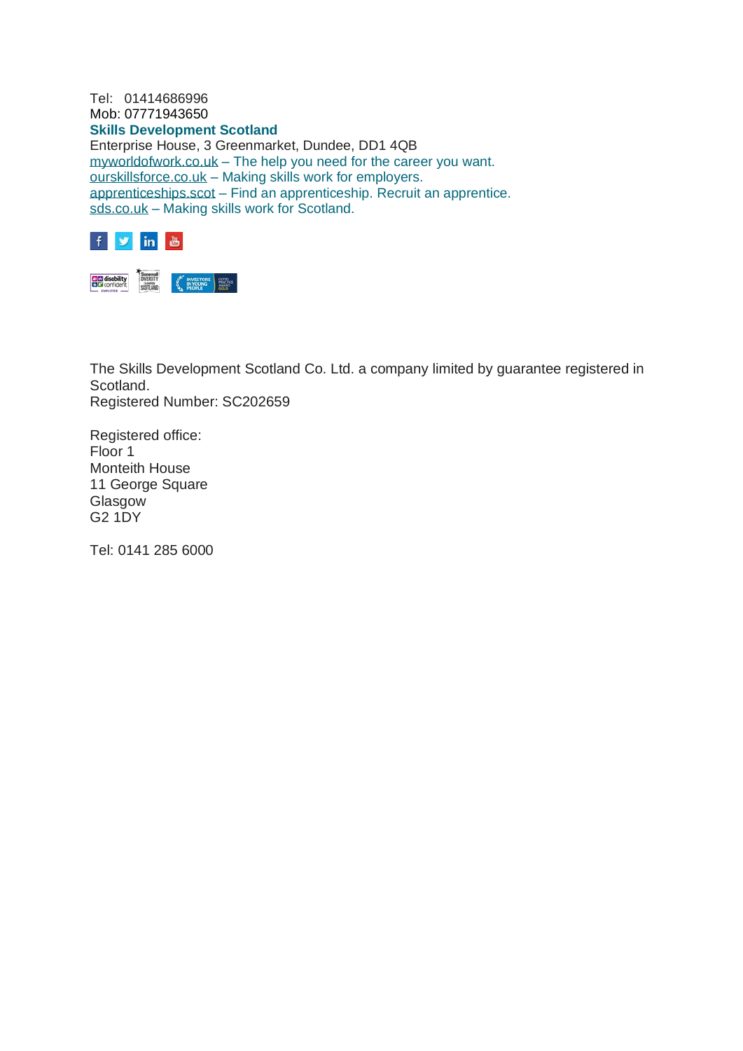Tel: 01414686996
Mob: 07771943650
**Skills Development Scotland**
Enterprise House, 3 Greenmarket, Dundee, DD1 4QB
myworldofwork.co.uk – The help you need for the career you want.
ourskillsforce.co.uk – Making skills work for employers.
apprenticeships.scot – Find an apprenticeship. Recruit an apprentice.
sds.co.uk – Making skills work for Scotland.

The Skills Development Scotland Co. Ltd. a company limited by guarantee registered in Scotland.
Registered Number: SC202659

Registered office:
Floor 1
Monteith House
11 George Square
Glasgow
G2 1DY

Tel: 0141 285 6000